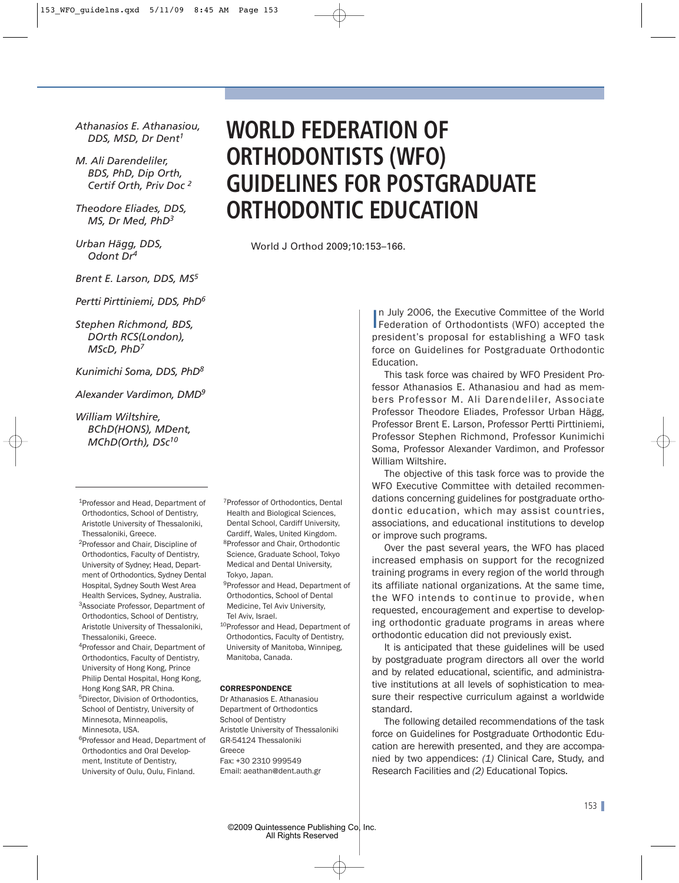# WORLD FEDERATION OF ORTHODONTISTS (WFO) GUIDELINES FOR POSTGRADUATE ORTHODONTIC EDUCATION

*Athanasios E. Athanasiou, DDS, MSD, Dr Dent*[1]

*M. Ali Darendeliler, BDS, PhD, Dip Orth, Certif Orth, Priv Doc*[2]

*Theodore Eliades, DDS, MS, Dr Med, PhD*[3]

*Urban Hägg, DDS, Odont Dr*[4]

*Brent E. Larson, DDS, MS*[5]

*Pertti Pirttiniemi, DDS, PhD*[6]

*Stephen Richmond, BDS, DOrth RCS(London), MScD, PhD*[7]

*Kunimichi Soma, DDS, PhD*[8]

*Alexander Vardimon, DMD*[9]

*William Wiltshire, BChD(HONS), MDent, MChD(Orth), DSc*[10]

World J Orthod 2009;10:153–166.

[1]Professor and Head, Department of Orthodontics, School of Dentistry, Aristotle University of Thessaloniki, Thessaloniki, Greece.

[2]Professor and Chair, Discipline of Orthodontics, Faculty of Dentistry, University of Sydney; Head, Department of Orthodontics, Sydney Dental Hospital, Sydney South West Area Health Services, Sydney, Australia.

[3]Associate Professor, Department of Orthodontics, School of Dentistry, Aristotle University of Thessaloniki, Thessaloniki, Greece.

[4]Professor and Chair, Department of Orthodontics, Faculty of Dentistry, University of Hong Kong, Prince Philip Dental Hospital, Hong Kong, Hong Kong SAR, PR China.

[5]Director, Division of Orthodontics, School of Dentistry, University of Minnesota, Minneapolis, Minnesota, USA.

[6]Professor and Head, Department of Orthodontics and Oral Development, Institute of Dentistry, University of Oulu, Oulu, Finland.

[7]Professor of Orthodontics, Dental Health and Biological Sciences, Dental School, Cardiff University, Cardiff, Wales, United Kingdom.

[8]Professor and Chair, Orthodontic Science, Graduate School, Tokyo Medical and Dental University, Tokyo, Japan.

[9]Professor and Head, Department of Orthodontics, School of Dental Medicine, Tel Aviv University, Tel Aviv, Israel.

[10]Professor and Head, Department of Orthodontics, Faculty of Dentistry, University of Manitoba, Winnipeg, Manitoba, Canada.

**CORRESPONDENCE**

Dr Athanasios E. Athanasiou
Department of Orthodontics
School of Dentistry
Aristotle University of Thessaloniki
GR-54124 Thessaloniki
Greece
Fax: +30 2310 999549
Email: aeathan@dent.auth.gr

In July 2006, the Executive Committee of the World Federation of Orthodontists (WFO) accepted the president's proposal for establishing a WFO task force on Guidelines for Postgraduate Orthodontic Education.

This task force was chaired by WFO President Professor Athanasios E. Athanasiou and had as members Professor M. Ali Darendeliler, Associate Professor Theodore Eliades, Professor Urban Hägg, Professor Brent E. Larson, Professor Pertti Pirttiniemi, Professor Stephen Richmond, Professor Kunimichi Soma, Professor Alexander Vardimon, and Professor William Wiltshire.

The objective of this task force was to provide the WFO Executive Committee with detailed recommendations concerning guidelines for postgraduate orthodontic education, which may assist countries, associations, and educational institutions to develop or improve such programs.

Over the past several years, the WFO has placed increased emphasis on support for the recognized training programs in every region of the world through its affiliate national organizations. At the same time, the WFO intends to continue to provide, when requested, encouragement and expertise to developing orthodontic graduate programs in areas where orthodontic education did not previously exist.

It is anticipated that these guidelines will be used by postgraduate program directors all over the world and by related educational, scientific, and administrative institutions at all levels of sophistication to measure their respective curriculum against a worldwide standard.

The following detailed recommendations of the task force on Guidelines for Postgraduate Orthodontic Education are herewith presented, and they are accompanied by two appendices: *(1)* Clinical Care, Study, and Research Facilities and *(2)* Educational Topics.

©2009 Quintessence Publishing Co, Inc.
All Rights Reserved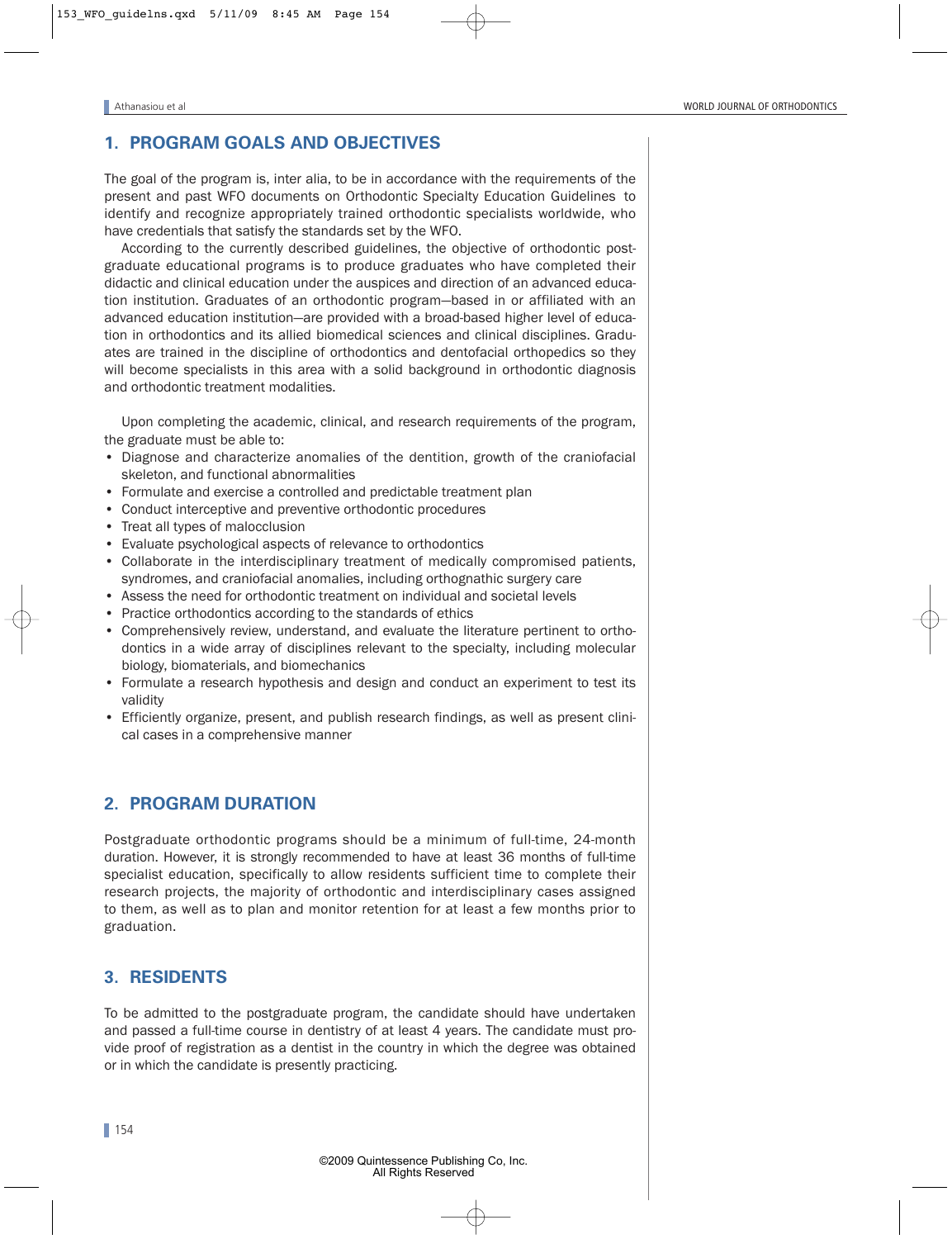## 1. PROGRAM GOALS AND OBJECTIVES

The goal of the program is, inter alia, to be in accordance with the requirements of the present and past WFO documents on Orthodontic Specialty Education Guidelines to identify and recognize appropriately trained orthodontic specialists worldwide, who have credentials that satisfy the standards set by the WFO.

According to the currently described guidelines, the objective of orthodontic postgraduate educational programs is to produce graduates who have completed their didactic and clinical education under the auspices and direction of an advanced education institution. Graduates of an orthodontic program—based in or affiliated with an advanced education institution—are provided with a broad-based higher level of education in orthodontics and its allied biomedical sciences and clinical disciplines. Graduates are trained in the discipline of orthodontics and dentofacial orthopedics so they will become specialists in this area with a solid background in orthodontic diagnosis and orthodontic treatment modalities.

Upon completing the academic, clinical, and research requirements of the program, the graduate must be able to:

- Diagnose and characterize anomalies of the dentition, growth of the craniofacial skeleton, and functional abnormalities
- Formulate and exercise a controlled and predictable treatment plan
- Conduct interceptive and preventive orthodontic procedures
- Treat all types of malocclusion
- Evaluate psychological aspects of relevance to orthodontics
- Collaborate in the interdisciplinary treatment of medically compromised patients, syndromes, and craniofacial anomalies, including orthognathic surgery care
- Assess the need for orthodontic treatment on individual and societal levels
- Practice orthodontics according to the standards of ethics
- Comprehensively review, understand, and evaluate the literature pertinent to orthodontics in a wide array of disciplines relevant to the specialty, including molecular biology, biomaterials, and biomechanics
- Formulate a research hypothesis and design and conduct an experiment to test its validity
- Efficiently organize, present, and publish research findings, as well as present clinical cases in a comprehensive manner

## 2. PROGRAM DURATION

Postgraduate orthodontic programs should be a minimum of full-time, 24-month duration. However, it is strongly recommended to have at least 36 months of full-time specialist education, specifically to allow residents sufficient time to complete their research projects, the majority of orthodontic and interdisciplinary cases assigned to them, as well as to plan and monitor retention for at least a few months prior to graduation.

## 3. RESIDENTS

To be admitted to the postgraduate program, the candidate should have undertaken and passed a full-time course in dentistry of at least 4 years. The candidate must provide proof of registration as a dentist in the country in which the degree was obtained or in which the candidate is presently practicing.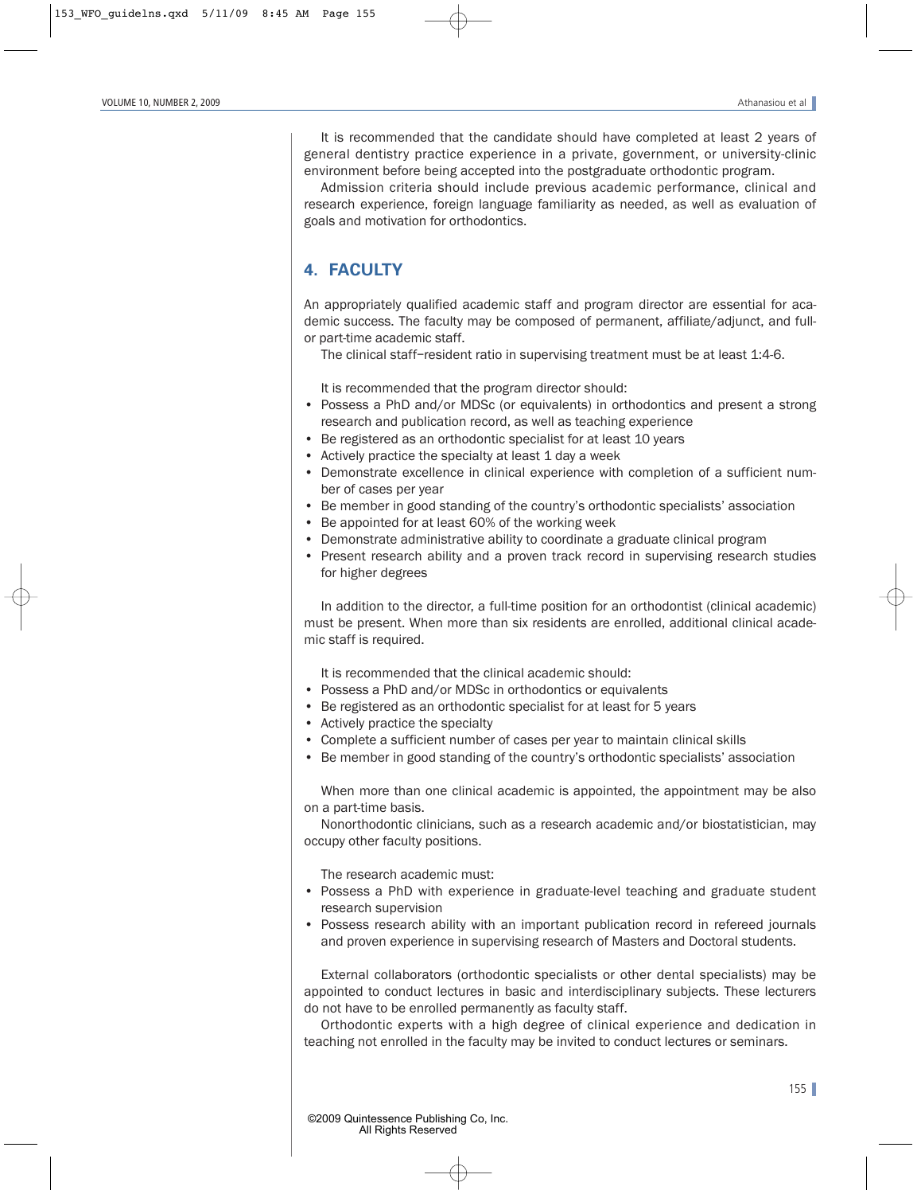It is recommended that the candidate should have completed at least 2 years of general dentistry practice experience in a private, government, or university-clinic environment before being accepted into the postgraduate orthodontic program.

Admission criteria should include previous academic performance, clinical and research experience, foreign language familiarity as needed, as well as evaluation of goals and motivation for orthodontics.

## 4. FACULTY

An appropriately qualified academic staff and program director are essential for academic success. The faculty may be composed of permanent, affiliate/adjunct, and full- or part-time academic staff.

The clinical staff–resident ratio in supervising treatment must be at least 1:4-6.

It is recommended that the program director should:

- Possess a PhD and/or MDSc (or equivalents) in orthodontics and present a strong research and publication record, as well as teaching experience
- Be registered as an orthodontic specialist for at least 10 years
- Actively practice the specialty at least 1 day a week
- Demonstrate excellence in clinical experience with completion of a sufficient number of cases per year
- Be member in good standing of the country's orthodontic specialists' association
- Be appointed for at least 60% of the working week
- Demonstrate administrative ability to coordinate a graduate clinical program
- Present research ability and a proven track record in supervising research studies for higher degrees

In addition to the director, a full-time position for an orthodontist (clinical academic) must be present. When more than six residents are enrolled, additional clinical academic staff is required.

It is recommended that the clinical academic should:

- Possess a PhD and/or MDSc in orthodontics or equivalents
- Be registered as an orthodontic specialist for at least for 5 years
- Actively practice the specialty
- Complete a sufficient number of cases per year to maintain clinical skills
- Be member in good standing of the country's orthodontic specialists' association

When more than one clinical academic is appointed, the appointment may be also on a part-time basis.

Nonorthodontic clinicians, such as a research academic and/or biostatistician, may occupy other faculty positions.

The research academic must:

- Possess a PhD with experience in graduate-level teaching and graduate student research supervision
- Possess research ability with an important publication record in refereed journals and proven experience in supervising research of Masters and Doctoral students.

External collaborators (orthodontic specialists or other dental specialists) may be appointed to conduct lectures in basic and interdisciplinary subjects. These lecturers do not have to be enrolled permanently as faculty staff.

Orthodontic experts with a high degree of clinical experience and dedication in teaching not enrolled in the faculty may be invited to conduct lectures or seminars.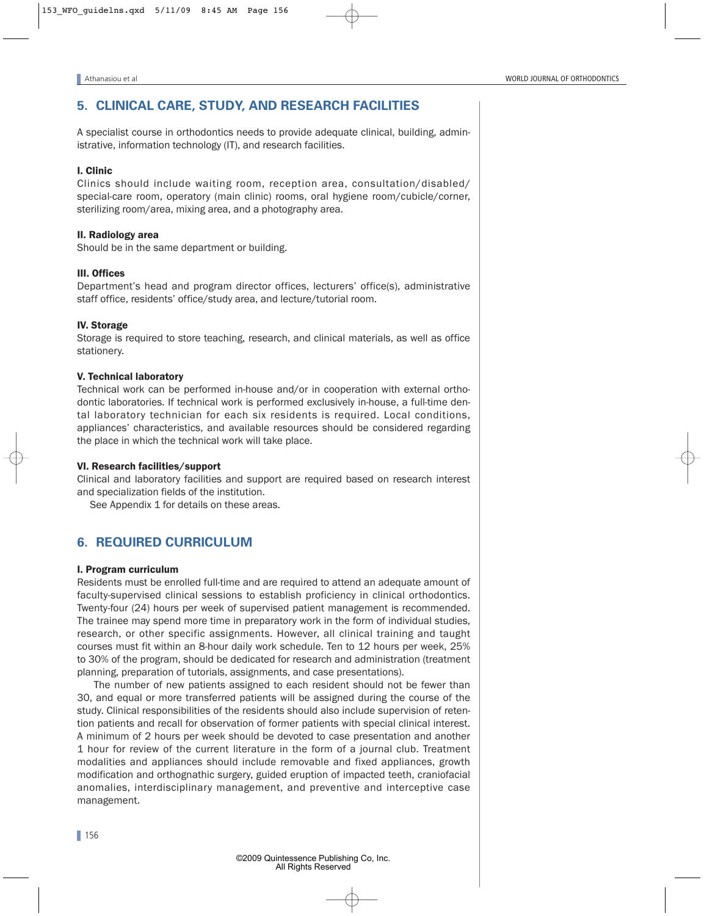## 5. CLINICAL CARE, STUDY, AND RESEARCH FACILITIES

A specialist course in orthodontics needs to provide adequate clinical, building, administrative, information technology (IT), and research facilities.

### I. Clinic

Clinics should include waiting room, reception area, consultation/disabled/special-care room, operatory (main clinic) rooms, oral hygiene room/cubicle/corner, sterilizing room/area, mixing area, and a photography area.

### II. Radiology area

Should be in the same department or building.

### III. Offices

Department's head and program director offices, lecturers' office(s), administrative staff office, residents' office/study area, and lecture/tutorial room.

### IV. Storage

Storage is required to store teaching, research, and clinical materials, as well as office stationery.

### V. Technical laboratory

Technical work can be performed in-house and/or in cooperation with external orthodontic laboratories. If technical work is performed exclusively in-house, a full-time dental laboratory technician for each six residents is required. Local conditions, appliances' characteristics, and available resources should be considered regarding the place in which the technical work will take place.

### VI. Research facilities/support

Clinical and laboratory facilities and support are required based on research interest and specialization fields of the institution.

See Appendix 1 for details on these areas.

## 6. REQUIRED CURRICULUM

### I. Program curriculum

Residents must be enrolled full-time and are required to attend an adequate amount of faculty-supervised clinical sessions to establish proficiency in clinical orthodontics. Twenty-four (24) hours per week of supervised patient management is recommended. The trainee may spend more time in preparatory work in the form of individual studies, research, or other specific assignments. However, all clinical training and taught courses must fit within an 8-hour daily work schedule. Ten to 12 hours per week, 25% to 30% of the program, should be dedicated for research and administration (treatment planning, preparation of tutorials, assignments, and case presentations).

The number of new patients assigned to each resident should not be fewer than 30, and equal or more transferred patients will be assigned during the course of the study. Clinical responsibilities of the residents should also include supervision of retention patients and recall for observation of former patients with special clinical interest. A minimum of 2 hours per week should be devoted to case presentation and another 1 hour for review of the current literature in the form of a journal club. Treatment modalities and appliances should include removable and fixed appliances, growth modification and orthognathic surgery, guided eruption of impacted teeth, craniofacial anomalies, interdisciplinary management, and preventive and interceptive case management.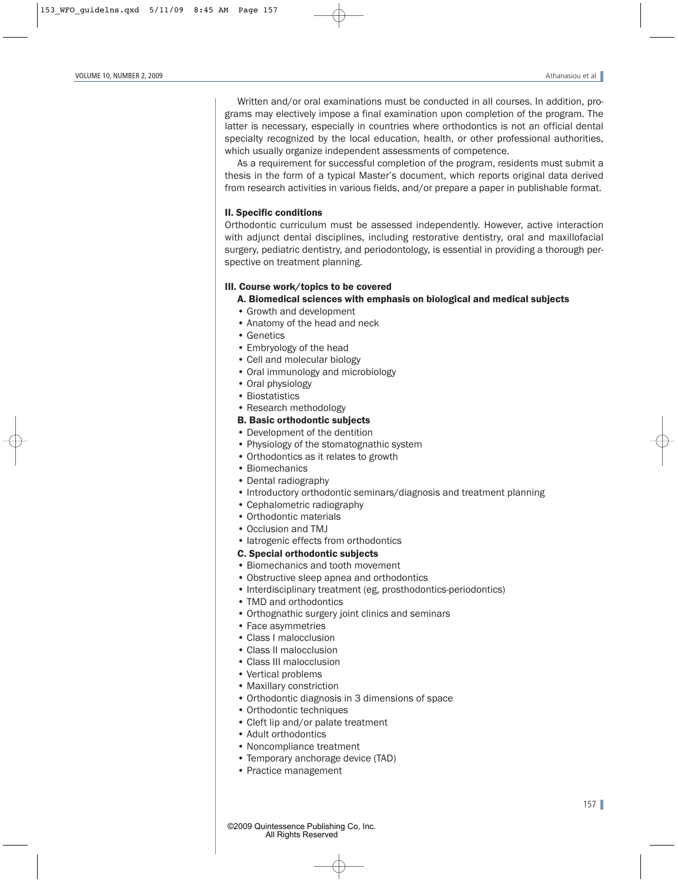Written and/or oral examinations must be conducted in all courses. In addition, programs may electively impose a final examination upon completion of the program. The latter is necessary, especially in countries where orthodontics is not an official dental specialty recognized by the local education, health, or other professional authorities, which usually organize independent assessments of competence.

As a requirement for successful completion of the program, residents must submit a thesis in the form of a typical Master's document, which reports original data derived from research activities in various fields, and/or prepare a paper in publishable format.

### II. Specific conditions

Orthodontic curriculum must be assessed independently. However, active interaction with adjunct dental disciplines, including restorative dentistry, oral and maxillofacial surgery, pediatric dentistry, and periodontology, is essential in providing a thorough perspective on treatment planning.

### III. Course work/topics to be covered

#### A. Biomedical sciences with emphasis on biological and medical subjects

- Growth and development
- Anatomy of the head and neck
- Genetics
- Embryology of the head
- Cell and molecular biology
- Oral immunology and microbiology
- Oral physiology
- Biostatistics
- Research methodology

#### B. Basic orthodontic subjects

- Development of the dentition
- Physiology of the stomatognathic system
- Orthodontics as it relates to growth
- Biomechanics
- Dental radiography
- Introductory orthodontic seminars/diagnosis and treatment planning
- Cephalometric radiography
- Orthodontic materials
- Occlusion and TMJ
- Iatrogenic effects from orthodontics

#### C. Special orthodontic subjects

- Biomechanics and tooth movement
- Obstructive sleep apnea and orthodontics
- Interdisciplinary treatment (eg, prosthodontics-periodontics)
- TMD and orthodontics
- Orthognathic surgery joint clinics and seminars
- Face asymmetries
- Class I malocclusion
- Class II malocclusion
- Class III malocclusion
- Vertical problems
- Maxillary constriction
- Orthodontic diagnosis in 3 dimensions of space
- Orthodontic techniques
- Cleft lip and/or palate treatment
- Adult orthodontics
- Noncompliance treatment
- Temporary anchorage device (TAD)
- Practice management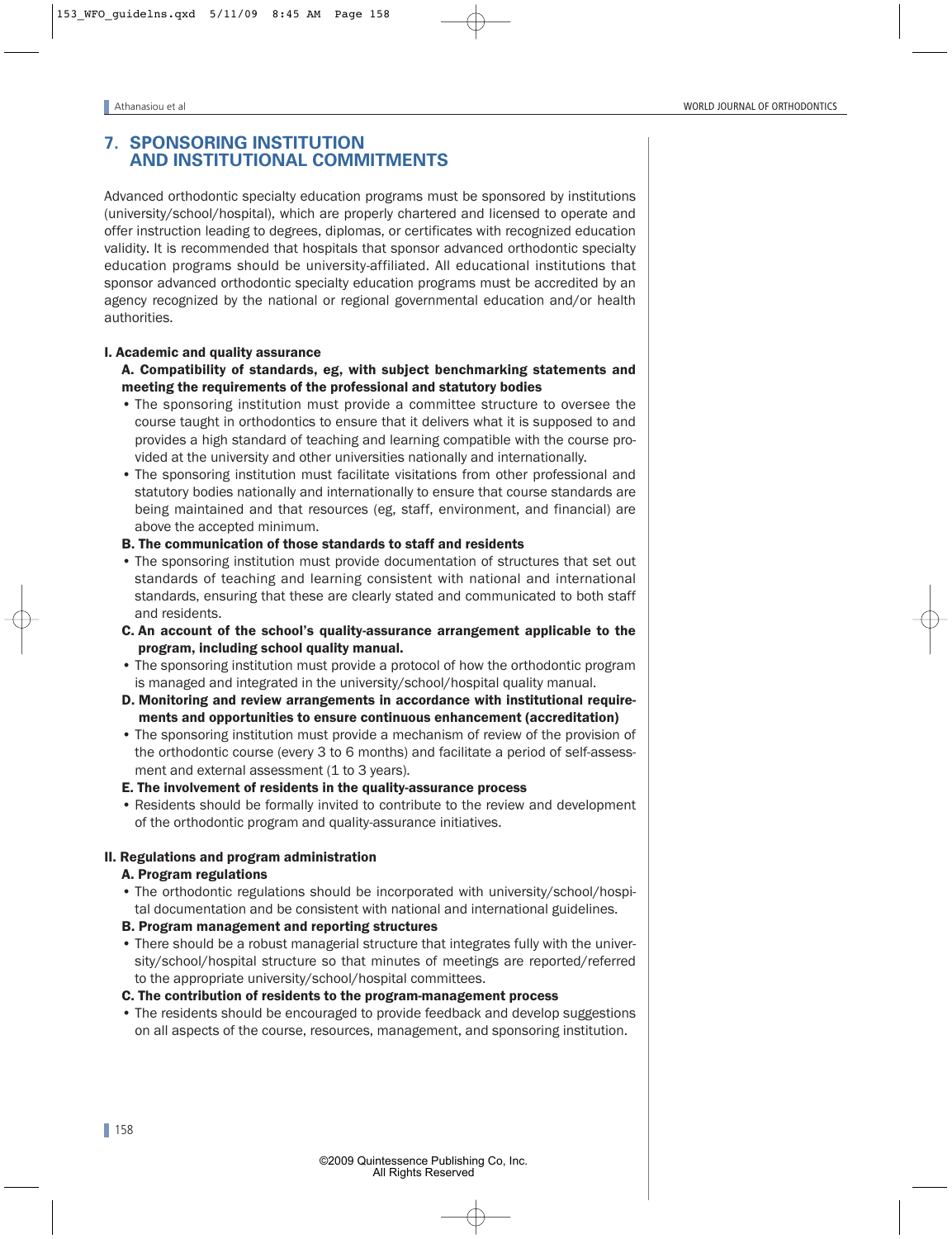## 7. SPONSORING INSTITUTION AND INSTITUTIONAL COMMITMENTS

Advanced orthodontic specialty education programs must be sponsored by institutions (university/school/hospital), which are properly chartered and licensed to operate and offer instruction leading to degrees, diplomas, or certificates with recognized education validity. It is recommended that hospitals that sponsor advanced orthodontic specialty education programs should be university-affiliated. All educational institutions that sponsor advanced orthodontic specialty education programs must be accredited by an agency recognized by the national or regional governmental education and/or health authorities.

**I. Academic and quality assurance**

**A. Compatibility of standards, eg, with subject benchmarking statements and meeting the requirements of the professional and statutory bodies**

- The sponsoring institution must provide a committee structure to oversee the course taught in orthodontics to ensure that it delivers what it is supposed to and provides a high standard of teaching and learning compatible with the course provided at the university and other universities nationally and internationally.
- The sponsoring institution must facilitate visitations from other professional and statutory bodies nationally and internationally to ensure that course standards are being maintained and that resources (eg, staff, environment, and financial) are above the accepted minimum.

**B. The communication of those standards to staff and residents**

- The sponsoring institution must provide documentation of structures that set out standards of teaching and learning consistent with national and international standards, ensuring that these are clearly stated and communicated to both staff and residents.

**C. An account of the school's quality-assurance arrangement applicable to the program, including school quality manual.**

- The sponsoring institution must provide a protocol of how the orthodontic program is managed and integrated in the university/school/hospital quality manual.

**D. Monitoring and review arrangements in accordance with institutional requirements and opportunities to ensure continuous enhancement (accreditation)**

- The sponsoring institution must provide a mechanism of review of the provision of the orthodontic course (every 3 to 6 months) and facilitate a period of self-assessment and external assessment (1 to 3 years).

**E. The involvement of residents in the quality-assurance process**

- Residents should be formally invited to contribute to the review and development of the orthodontic program and quality-assurance initiatives.

**II. Regulations and program administration**

**A. Program regulations**

- The orthodontic regulations should be incorporated with university/school/hospital documentation and be consistent with national and international guidelines.

**B. Program management and reporting structures**

- There should be a robust managerial structure that integrates fully with the university/school/hospital structure so that minutes of meetings are reported/referred to the appropriate university/school/hospital committees.

**C. The contribution of residents to the program-management process**

- The residents should be encouraged to provide feedback and develop suggestions on all aspects of the course, resources, management, and sponsoring institution.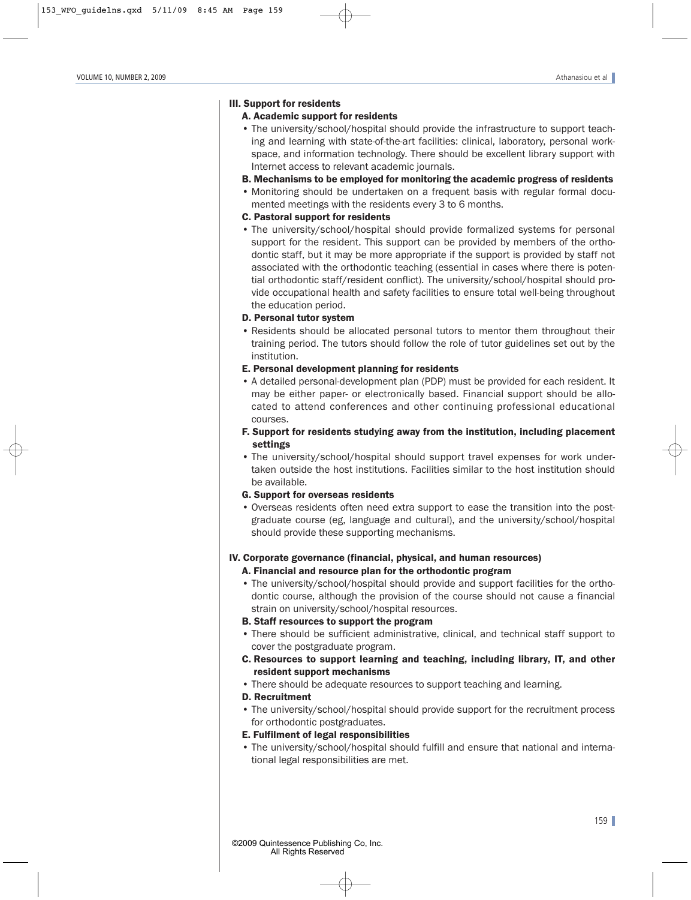## III. Support for residents

### A. Academic support for residents

- The university/school/hospital should provide the infrastructure to support teaching and learning with state-of-the-art facilities: clinical, laboratory, personal workspace, and information technology. There should be excellent library support with Internet access to relevant academic journals.

### B. Mechanisms to be employed for monitoring the academic progress of residents

- Monitoring should be undertaken on a frequent basis with regular formal documented meetings with the residents every 3 to 6 months.

### C. Pastoral support for residents

- The university/school/hospital should provide formalized systems for personal support for the resident. This support can be provided by members of the orthodontic staff, but it may be more appropriate if the support is provided by staff not associated with the orthodontic teaching (essential in cases where there is potential orthodontic staff/resident conflict). The university/school/hospital should provide occupational health and safety facilities to ensure total well-being throughout the education period.

### D. Personal tutor system

- Residents should be allocated personal tutors to mentor them throughout their training period. The tutors should follow the role of tutor guidelines set out by the institution.

### E. Personal development planning for residents

- A detailed personal-development plan (PDP) must be provided for each resident. It may be either paper- or electronically based. Financial support should be allocated to attend conferences and other continuing professional educational courses.

### F. Support for residents studying away from the institution, including placement settings

- The university/school/hospital should support travel expenses for work undertaken outside the host institutions. Facilities similar to the host institution should be available.

### G. Support for overseas residents

- Overseas residents often need extra support to ease the transition into the postgraduate course (eg, language and cultural), and the university/school/hospital should provide these supporting mechanisms.

## IV. Corporate governance (financial, physical, and human resources)

### A. Financial and resource plan for the orthodontic program

- The university/school/hospital should provide and support facilities for the orthodontic course, although the provision of the course should not cause a financial strain on university/school/hospital resources.

### B. Staff resources to support the program

- There should be sufficient administrative, clinical, and technical staff support to cover the postgraduate program.

### C. Resources to support learning and teaching, including library, IT, and other resident support mechanisms

- There should be adequate resources to support teaching and learning.

### D. Recruitment

- The university/school/hospital should provide support for the recruitment process for orthodontic postgraduates.

### E. Fulfilment of legal responsibilities

- The university/school/hospital should fulfill and ensure that national and international legal responsibilities are met.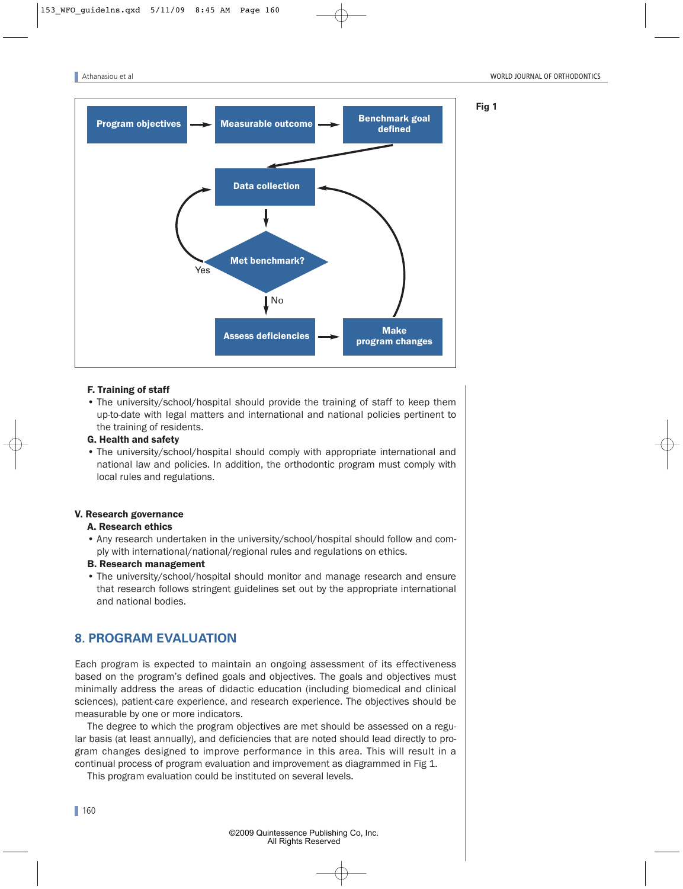Program objectives

Measurable outcome

Benchmark goal defined

Data collection

Met benchmark?

Yes

No

Assess deficiencies

Make program changes

Fig 1

**F. Training of staff**

- The university/school/hospital should provide the training of staff to keep them up-to-date with legal matters and international and national policies pertinent to the training of residents.

**G. Health and safety**

- The university/school/hospital should comply with appropriate international and national law and policies. In addition, the orthodontic program must comply with local rules and regulations.

**V. Research governance**

**A. Research ethics**

- Any research undertaken in the university/school/hospital should follow and comply with international/national/regional rules and regulations on ethics.

**B. Research management**

- The university/school/hospital should monitor and manage research and ensure that research follows stringent guidelines set out by the appropriate international and national bodies.

## 8. PROGRAM EVALUATION

Each program is expected to maintain an ongoing assessment of its effectiveness based on the program's defined goals and objectives. The goals and objectives must minimally address the areas of didactic education (including biomedical and clinical sciences), patient-care experience, and research experience. The objectives should be measurable by one or more indicators.

The degree to which the program objectives are met should be assessed on a regular basis (at least annually), and deficiencies that are noted should lead directly to program changes designed to improve performance in this area. This will result in a continual process of program evaluation and improvement as diagrammed in Fig 1.

This program evaluation could be instituted on several levels.

©2009 Quintessence Publishing Co, Inc.
All Rights Reserved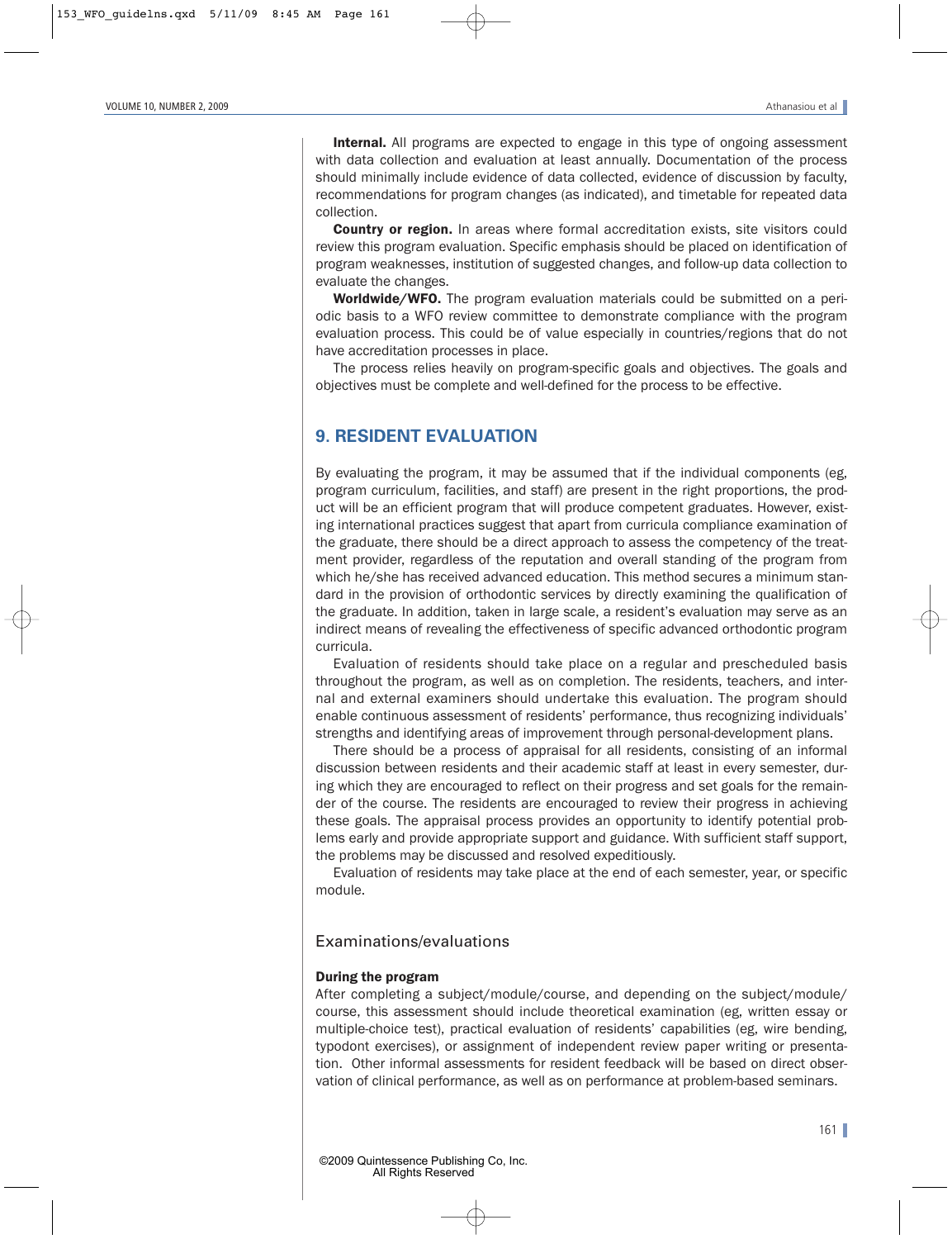**Internal.** All programs are expected to engage in this type of ongoing assessment with data collection and evaluation at least annually. Documentation of the process should minimally include evidence of data collected, evidence of discussion by faculty, recommendations for program changes (as indicated), and timetable for repeated data collection.

**Country or region.** In areas where formal accreditation exists, site visitors could review this program evaluation. Specific emphasis should be placed on identification of program weaknesses, institution of suggested changes, and follow-up data collection to evaluate the changes.

**Worldwide/WFO.** The program evaluation materials could be submitted on a periodic basis to a WFO review committee to demonstrate compliance with the program evaluation process. This could be of value especially in countries/regions that do not have accreditation processes in place.

The process relies heavily on program-specific goals and objectives. The goals and objectives must be complete and well-defined for the process to be effective.

## 9. RESIDENT EVALUATION

By evaluating the program, it may be assumed that if the individual components (eg, program curriculum, facilities, and staff) are present in the right proportions, the product will be an efficient program that will produce competent graduates. However, existing international practices suggest that apart from curricula compliance examination of the graduate, there should be a direct approach to assess the competency of the treatment provider, regardless of the reputation and overall standing of the program from which he/she has received advanced education. This method secures a minimum standard in the provision of orthodontic services by directly examining the qualification of the graduate. In addition, taken in large scale, a resident's evaluation may serve as an indirect means of revealing the effectiveness of specific advanced orthodontic program curricula.

Evaluation of residents should take place on a regular and prescheduled basis throughout the program, as well as on completion. The residents, teachers, and internal and external examiners should undertake this evaluation. The program should enable continuous assessment of residents' performance, thus recognizing individuals' strengths and identifying areas of improvement through personal-development plans.

There should be a process of appraisal for all residents, consisting of an informal discussion between residents and their academic staff at least in every semester, during which they are encouraged to reflect on their progress and set goals for the remainder of the course. The residents are encouraged to review their progress in achieving these goals. The appraisal process provides an opportunity to identify potential problems early and provide appropriate support and guidance. With sufficient staff support, the problems may be discussed and resolved expeditiously.

Evaluation of residents may take place at the end of each semester, year, or specific module.

### Examinations/evaluations

#### During the program

After completing a subject/module/course, and depending on the subject/module/course, this assessment should include theoretical examination (eg, written essay or multiple-choice test), practical evaluation of residents' capabilities (eg, wire bending, typodont exercises), or assignment of independent review paper writing or presentation. Other informal assessments for resident feedback will be based on direct observation of clinical performance, as well as on performance at problem-based seminars.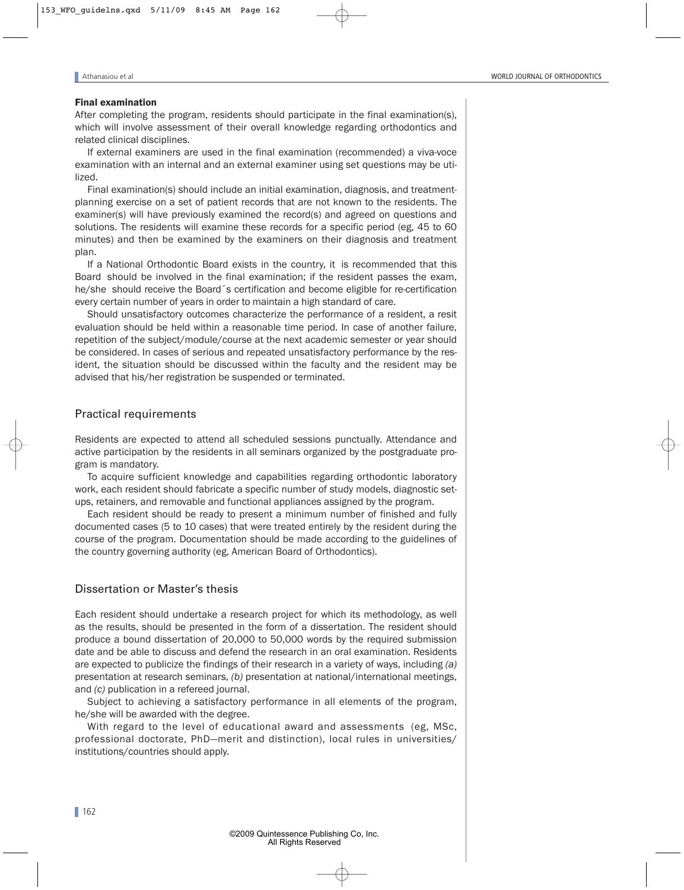### Final examination

After completing the program, residents should participate in the final examination(s), which will involve assessment of their overall knowledge regarding orthodontics and related clinical disciplines.

If external examiners are used in the final examination (recommended) a viva-voce examination with an internal and an external examiner using set questions may be utilized.

Final examination(s) should include an initial examination, diagnosis, and treatment-planning exercise on a set of patient records that are not known to the residents. The examiner(s) will have previously examined the record(s) and agreed on questions and solutions. The residents will examine these records for a specific period (eg, 45 to 60 minutes) and then be examined by the examiners on their diagnosis and treatment plan.

If a National Orthodontic Board exists in the country, it is recommended that this Board should be involved in the final examination; if the resident passes the exam, he/she should receive the Board´s certification and become eligible for re-certification every certain number of years in order to maintain a high standard of care.

Should unsatisfactory outcomes characterize the performance of a resident, a resit evaluation should be held within a reasonable time period. In case of another failure, repetition of the subject/module/course at the next academic semester or year should be considered. In cases of serious and repeated unsatisfactory performance by the resident, the situation should be discussed within the faculty and the resident may be advised that his/her registration be suspended or terminated.

## Practical requirements

Residents are expected to attend all scheduled sessions punctually. Attendance and active participation by the residents in all seminars organized by the postgraduate program is mandatory.

To acquire sufficient knowledge and capabilities regarding orthodontic laboratory work, each resident should fabricate a specific number of study models, diagnostic set-ups, retainers, and removable and functional appliances assigned by the program.

Each resident should be ready to present a minimum number of finished and fully documented cases (5 to 10 cases) that were treated entirely by the resident during the course of the program. Documentation should be made according to the guidelines of the country governing authority (eg, American Board of Orthodontics).

## Dissertation or Master's thesis

Each resident should undertake a research project for which its methodology, as well as the results, should be presented in the form of a dissertation. The resident should produce a bound dissertation of 20,000 to 50,000 words by the required submission date and be able to discuss and defend the research in an oral examination. Residents are expected to publicize the findings of their research in a variety of ways, including *(a)* presentation at research seminars, *(b)* presentation at national/international meetings, and *(c)* publication in a refereed journal.

Subject to achieving a satisfactory performance in all elements of the program, he/she will be awarded with the degree.

With regard to the level of educational award and assessments (eg, MSc, professional doctorate, PhD—merit and distinction), local rules in universities/institutions/countries should apply.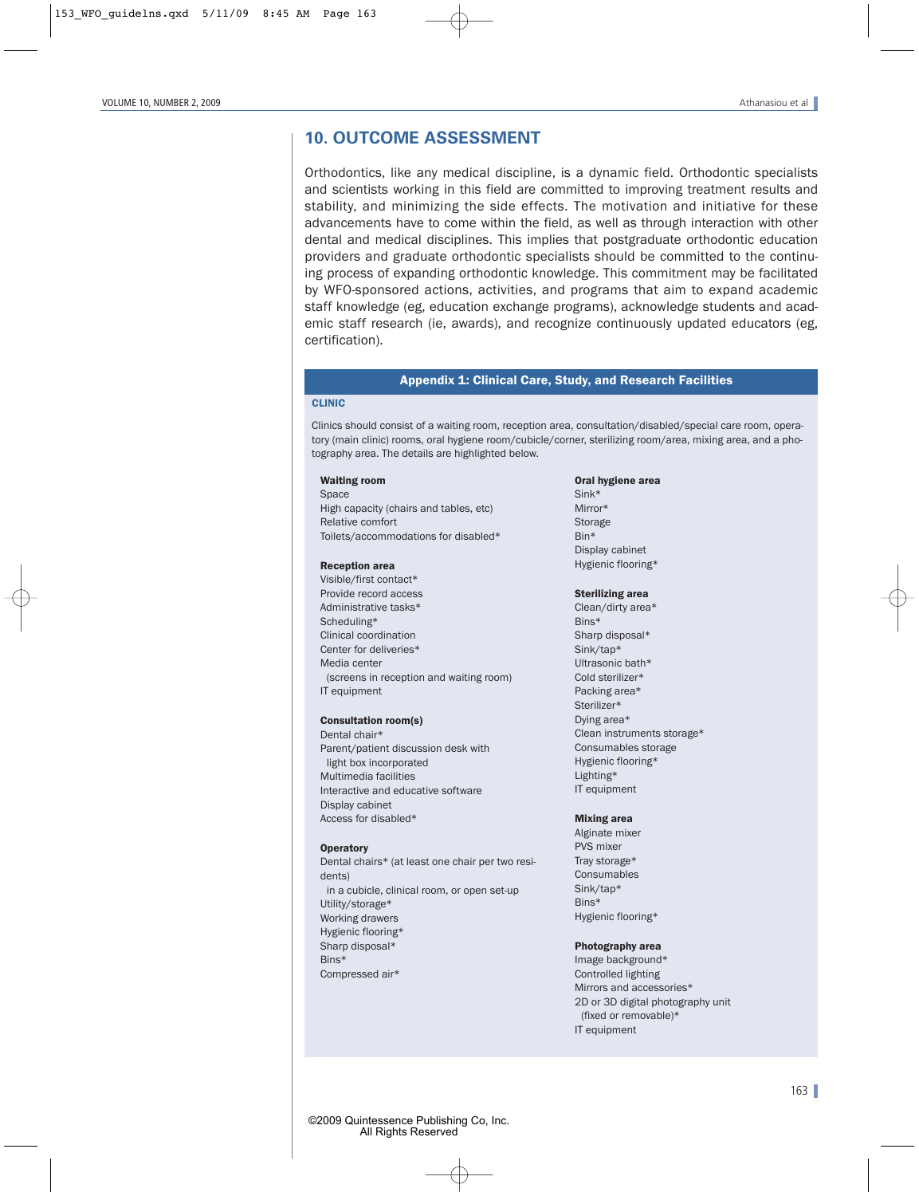## 10. OUTCOME ASSESSMENT

Orthodontics, like any medical discipline, is a dynamic field. Orthodontic specialists and scientists working in this field are committed to improving treatment results and stability, and minimizing the side effects. The motivation and initiative for these advancements have to come within the field, as well as through interaction with other dental and medical disciplines. This implies that postgraduate orthodontic education providers and graduate orthodontic specialists should be committed to the continuing process of expanding orthodontic knowledge. This commitment may be facilitated by WFO-sponsored actions, activities, and programs that aim to expand academic staff knowledge (eg, education exchange programs), acknowledge students and academic staff research (ie, awards), and recognize continuously updated educators (eg, certification).

### Appendix 1: Clinical Care, Study, and Research Facilities

#### CLINIC

Clinics should consist of a waiting room, reception area, consultation/disabled/special care room, operatory (main clinic) rooms, oral hygiene room/cubicle/corner, sterilizing room/area, mixing area, and a photography area. The details are highlighted below.

**Waiting room**
- Space
- High capacity (chairs and tables, etc)
- Relative comfort
- Toilets/accommodations for disabled*

**Reception area**
- Visible/first contact*
- Provide record access
- Administrative tasks*
- Scheduling*
- Clinical coordination
- Center for deliveries*
- Media center (screens in reception and waiting room)
- IT equipment

**Consultation room(s)**
- Dental chair*
- Parent/patient discussion desk with light box incorporated
- Multimedia facilities
- Interactive and educative software
- Display cabinet
- Access for disabled*

**Operatory**
- Dental chairs* (at least one chair per two residents) in a cubicle, clinical room, or open set-up
- Utility/storage*
- Working drawers
- Hygienic flooring*
- Sharp disposal*
- Bins*
- Compressed air*

**Oral hygiene area**
- Sink*
- Mirror*
- Storage
- Bin*
- Display cabinet
- Hygienic flooring*

**Sterilizing area**
- Clean/dirty area*
- Bins*
- Sharp disposal*
- Sink/tap*
- Ultrasonic bath*
- Cold sterilizer*
- Packing area*
- Sterilizer*
- Dying area*
- Clean instruments storage*
- Consumables storage
- Hygienic flooring*
- Lighting*
- IT equipment

**Mixing area**
- Alginate mixer
- PVS mixer
- Tray storage*
- Consumables
- Sink/tap*
- Bins*
- Hygienic flooring*

**Photography area**
- Image background*
- Controlled lighting
- Mirrors and accessories*
- 2D or 3D digital photography unit (fixed or removable)*
- IT equipment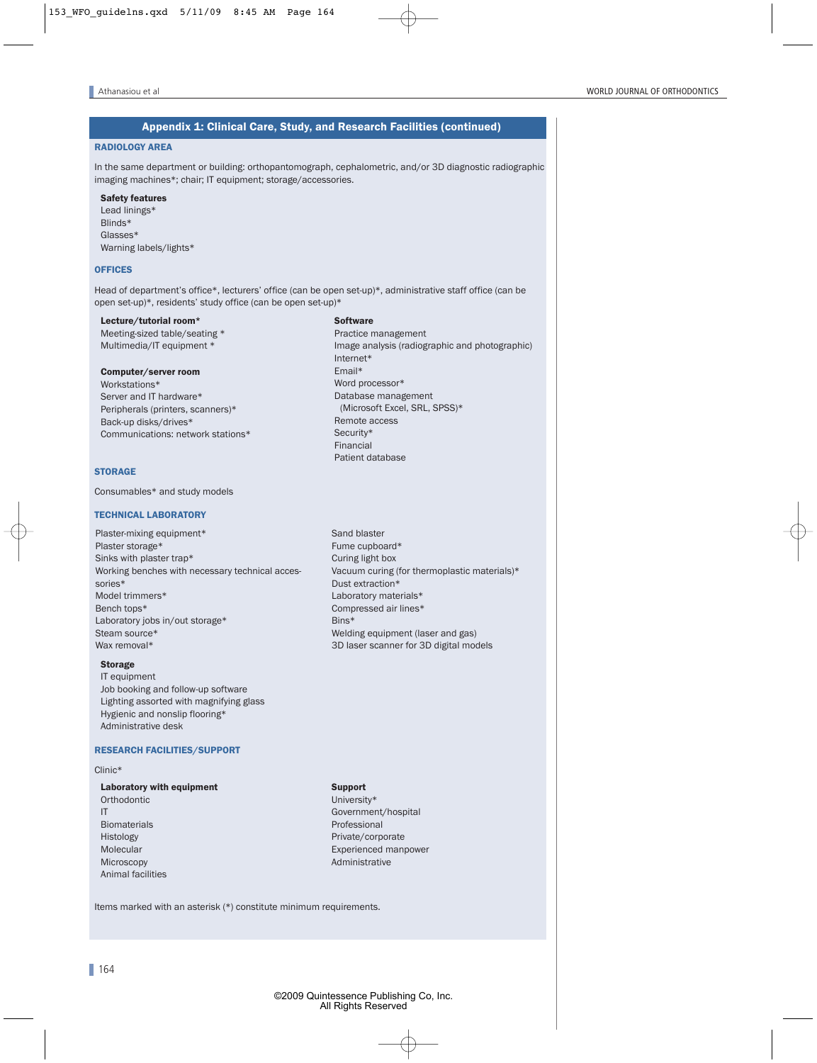## Appendix 1: Clinical Care, Study, and Research Facilities (continued)

### RADIOLOGY AREA

In the same department or building: orthopantomograph, cephalometric, and/or 3D diagnostic radiographic imaging machines*; chair; IT equipment; storage/accessories.

**Safety features**
Lead linings*
Blinds*
Glasses*
Warning labels/lights*

### OFFICES

Head of department's office*, lecturers' office (can be open set-up)*, administrative staff office (can be open set-up)*, residents' study office (can be open set-up)*

**Lecture/tutorial room***
Meeting-sized table/seating *
Multimedia/IT equipment *

**Computer/server room**
Workstations*
Server and IT hardware*
Peripherals (printers, scanners)*
Back-up disks/drives*
Communications: network stations*

**Software**
Practice management
Image analysis (radiographic and photographic)
Internet*
Email*
Word processor*
Database management
(Microsoft Excel, SRL, SPSS)*
Remote access
Security*
Financial
Patient database

### STORAGE

Consumables* and study models

### TECHNICAL LABORATORY

Plaster-mixing equipment*
Plaster storage*
Sinks with plaster trap*
Working benches with necessary technical accessories*
Model trimmers*
Bench tops*
Laboratory jobs in/out storage*
Steam source*
Wax removal*
Sand blaster
Fume cupboard*
Curing light box
Vacuum curing (for thermoplastic materials)*
Dust extraction*
Laboratory materials*
Compressed air lines*
Bins*
Welding equipment (laser and gas)
3D laser scanner for 3D digital models

**Storage**
IT equipment
Job booking and follow-up software
Lighting assorted with magnifying glass
Hygienic and nonslip flooring*
Administrative desk

### RESEARCH FACILITIES/SUPPORT

Clinic*

**Laboratory with equipment**
Orthodontic
IT
Biomaterials
Histology
Molecular
Microscopy
Animal facilities

**Support**
University*
Government/hospital
Professional
Private/corporate
Experienced manpower
Administrative

Items marked with an asterisk (*) constitute minimum requirements.

©2009 Quintessence Publishing Co, Inc.
All Rights Reserved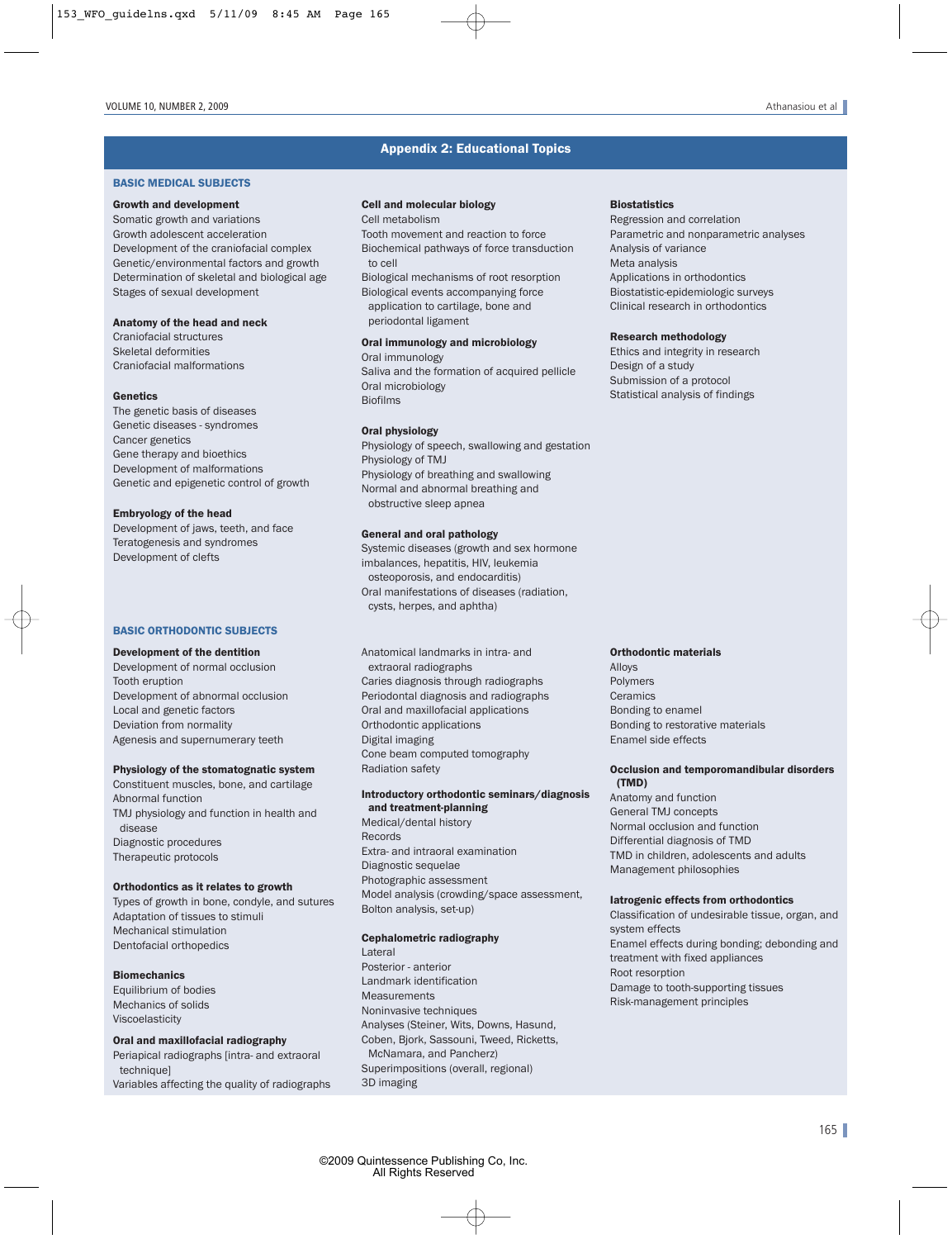## Appendix 2: Educational Topics

### BASIC MEDICAL SUBJECTS

**Growth and development**
Somatic growth and variations
Growth adolescent acceleration
Development of the craniofacial complex
Genetic/environmental factors and growth
Determination of skeletal and biological age
Stages of sexual development

**Anatomy of the head and neck**
Craniofacial structures
Skeletal deformities
Craniofacial malformations

**Genetics**
The genetic basis of diseases
Genetic diseases - syndromes
Cancer genetics
Gene therapy and bioethics
Development of malformations
Genetic and epigenetic control of growth

**Embryology of the head**
Development of jaws, teeth, and face
Teratogenesis and syndromes
Development of clefts

**Cell and molecular biology**
Cell metabolism
Tooth movement and reaction to force
Biochemical pathways of force transduction to cell
Biological mechanisms of root resorption
Biological events accompanying force application to cartilage, bone and periodontal ligament

**Oral immunology and microbiology**
Oral immunology
Saliva and the formation of acquired pellicle
Oral microbiology
Biofilms

**Oral physiology**
Physiology of speech, swallowing and gestation
Physiology of TMJ
Physiology of breathing and swallowing
Normal and abnormal breathing and obstructive sleep apnea

**General and oral pathology**
Systemic diseases (growth and sex hormone imbalances, hepatitis, HIV, leukemia osteoporosis, and endocarditis)
Oral manifestations of diseases (radiation, cysts, herpes, and aphtha)

**Biostatistics**
Regression and correlation
Parametric and nonparametric analyses
Analysis of variance
Meta analysis
Applications in orthodontics
Biostatistic-epidemiologic surveys
Clinical research in orthodontics

**Research methodology**
Ethics and integrity in research
Design of a study
Submission of a protocol
Statistical analysis of findings

### BASIC ORTHODONTIC SUBJECTS

**Development of the dentition**
Development of normal occlusion
Tooth eruption
Development of abnormal occlusion
Local and genetic factors
Deviation from normality
Agenesis and supernumerary teeth

**Physiology of the stomatognatic system**
Constituent muscles, bone, and cartilage
Abnormal function
TMJ physiology and function in health and disease
Diagnostic procedures
Therapeutic protocols

**Orthodontics as it relates to growth**
Types of growth in bone, condyle, and sutures
Adaptation of tissues to stimuli
Mechanical stimulation
Dentofacial orthopedics

**Biomechanics**
Equilibrium of bodies
Mechanics of solids
Viscoelasticity

**Oral and maxillofacial radiography**
Periapical radiographs [intra- and extraoral technique]
Variables affecting the quality of radiographs
Anatomical landmarks in intra- and extraoral radiographs
Caries diagnosis through radiographs
Periodontal diagnosis and radiographs
Oral and maxillofacial applications
Orthodontic applications
Digital imaging
Cone beam computed tomography
Radiation safety

**Introductory orthodontic seminars/diagnosis and treatment-planning**
Medical/dental history
Records
Extra- and intraoral examination
Diagnostic sequelae
Photographic assessment
Model analysis (crowding/space assessment, Bolton analysis, set-up)

**Cephalometric radiography**
Lateral
Posterior - anterior
Landmark identification
Measurements
Noninvasive techniques
Analyses (Steiner, Wits, Downs, Hasund, Coben, Bjork, Sassouni, Tweed, Ricketts, McNamara, and Pancherz)
Superimpositions (overall, regional)
3D imaging

**Orthodontic materials**
Alloys
Polymers
Ceramics
Bonding to enamel
Bonding to restorative materials
Enamel side effects

**Occlusion and temporomandibular disorders (TMD)**
Anatomy and function
General TMJ concepts
Normal occlusion and function
Differential diagnosis of TMD
TMD in children, adolescents and adults
Management philosophies

**Iatrogenic effects from orthodontics**
Classification of undesirable tissue, organ, and system effects
Enamel effects during bonding; debonding and treatment with fixed appliances
Root resorption
Damage to tooth-supporting tissues
Risk-management principles

©2009 Quintessence Publishing Co, Inc.
All Rights Reserved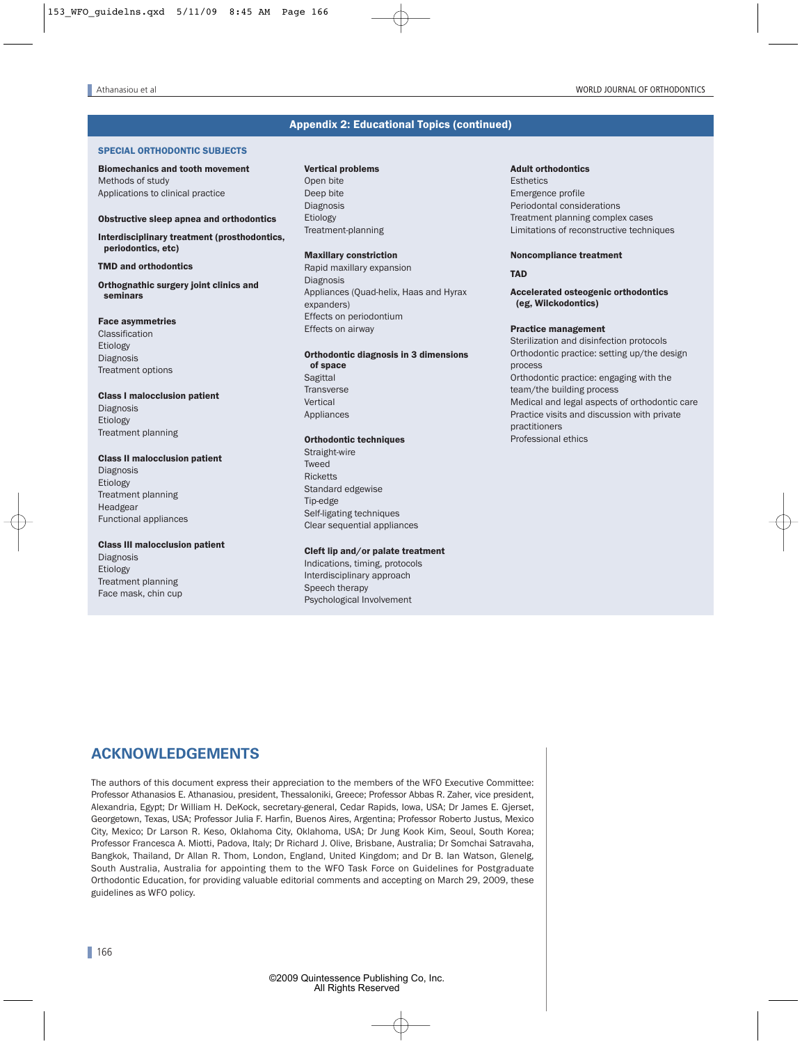## Appendix 2: Educational Topics (continued)

### SPECIAL ORTHODONTIC SUBJECTS

**Biomechanics and tooth movement**
Methods of study
Applications to clinical practice

**Obstructive sleep apnea and orthodontics**

**Interdisciplinary treatment (prosthodontics, periodontics, etc)**

**TMD and orthodontics**

**Orthognathic surgery joint clinics and seminars**

**Face asymmetries**
Classification
Etiology
Diagnosis
Treatment options

**Class I malocclusion patient**
Diagnosis
Etiology
Treatment planning

**Class II malocclusion patient**
Diagnosis
Etiology
Treatment planning
Headgear
Functional appliances

**Class III malocclusion patient**
Diagnosis
Etiology
Treatment planning
Face mask, chin cup

**Vertical problems**
Open bite
Deep bite
Diagnosis
Etiology
Treatment-planning

**Maxillary constriction**
Rapid maxillary expansion
Diagnosis
Appliances (Quad-helix, Haas and Hyrax expanders)
Effects on periodontium
Effects on airway

**Orthodontic diagnosis in 3 dimensions of space**
Sagittal
Transverse
Vertical
Appliances

**Orthodontic techniques**
Straight-wire
Tweed
Ricketts
Standard edgewise
Tip-edge
Self-ligating techniques
Clear sequential appliances

**Cleft lip and/or palate treatment**
Indications, timing, protocols
Interdisciplinary approach
Speech therapy
Psychological Involvement

**Adult orthodontics**
Esthetics
Emergence profile
Periodontal considerations
Treatment planning complex cases
Limitations of reconstructive techniques

**Noncompliance treatment**

**TAD**

**Accelerated osteogenic orthodontics (eg, Wilckodontics)**

**Practice management**
Sterilization and disinfection protocols
Orthodontic practice: setting up/the design process
Orthodontic practice: engaging with the team/the building process
Medical and legal aspects of orthodontic care
Practice visits and discussion with private practitioners
Professional ethics

## ACKNOWLEDGEMENTS

The authors of this document express their appreciation to the members of the WFO Executive Committee: Professor Athanasios E. Athanasiou, president, Thessaloniki, Greece; Professor Abbas R. Zaher, vice president, Alexandria, Egypt; Dr William H. DeKock, secretary-general, Cedar Rapids, Iowa, USA; Dr James E. Gjerset, Georgetown, Texas, USA; Professor Julia F. Harfin, Buenos Aires, Argentina; Professor Roberto Justus, Mexico City, Mexico; Dr Larson R. Keso, Oklahoma City, Oklahoma, USA; Dr Jung Kook Kim, Seoul, South Korea; Professor Francesca A. Miotti, Padova, Italy; Dr Richard J. Olive, Brisbane, Australia; Dr Somchai Satravaha, Bangkok, Thailand, Dr Allan R. Thom, London, England, United Kingdom; and Dr B. Ian Watson, Glenelg, South Australia, Australia for appointing them to the WFO Task Force on Guidelines for Postgraduate Orthodontic Education, for providing valuable editorial comments and accepting on March 29, 2009, these guidelines as WFO policy.